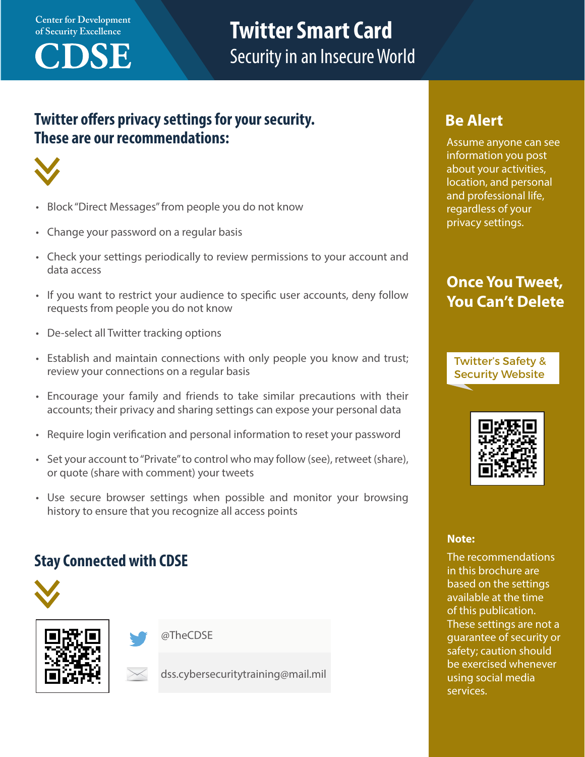Center for Development of Security Excellence

CDSE

# Twitter Smart Card

## Security in an Insecure World

### Twitter offers privacy settings for your security. These are our recommendations:

- Block "Direct Messages" from people you do not know
- Change your password on a regular basis
- Check your settings periodically to review permissions to your account and data access
- If you want to restrict your audience to specific user accounts, deny follow requests from people you do not know
- De-select all Twitter tracking options
- Establish and maintain connections with only people you know and trust; review your connections on a regular basis
- Encourage your family and friends to take similar precautions with their accounts; their privacy and sharing settings can expose your personal data
- Require login verification and personal information to reset your password
- Set your account to "Private" to control who may follow (see), retweet (share), or quote (share with comment) your tweets
- Use secure browser settings when possible and monitor your browsing history to ensure that you recognize all access points

### Stay Connected with CDSE

@TheCDSE

dss.cybersecuritytraining@mail.mil

### Be Alert

Assume anyone can see information you post about your activities, location, and personal and professional life, regardless of your privacy settings.

### Once You Tweet, You Can't Delete

Twitter's Safety & Security Website

**Note:**

The recommendations in this brochure are based on the settings available at the time of this publication. These settings are not a guarantee of security or safety; caution should be exercised whenever using social media services.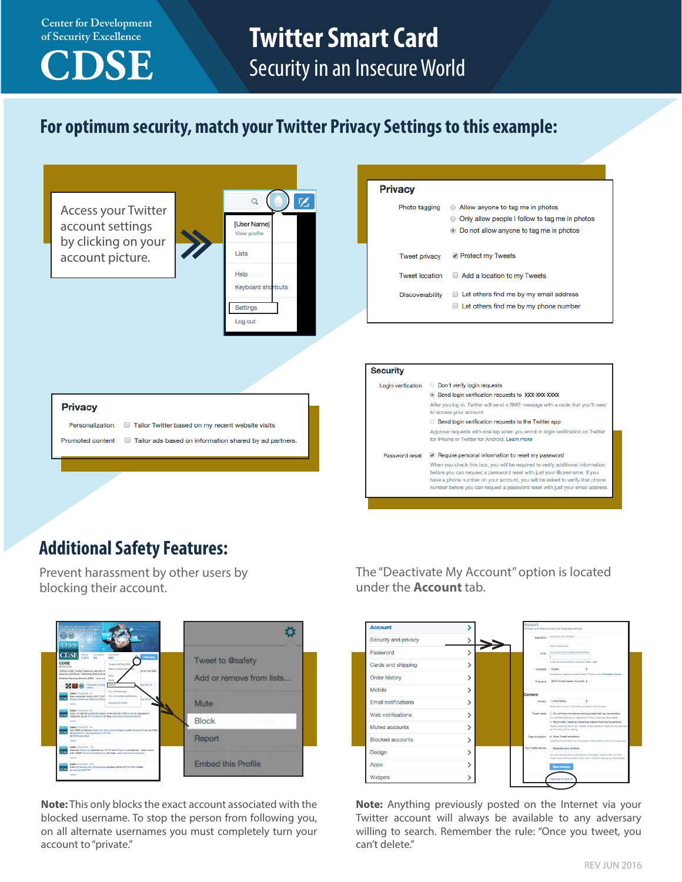Center for Development of Security Excellence

CDSE

# Twitter Smart Card

Security in an Insecure World

## For optimum security, match your Twitter Privacy Settings to this example:

Access your Twitter account settings by clicking on your account picture.

[User Name]
View profile
Lists
Help
Keyboard shortcuts
Settings
Log out

**Privacy**

Photo tagging
- Allow anyone to tag me in photos
- Only allow people I follow to tag me in photos
- Do not allow anyone to tag me in photos

Tweet privacy
- Protect my Tweets

Tweet location
- Add a location to my Tweets

Discoverability
- Let others find me by my email address
- Let others find me by my phone number

**Privacy**

Personalization
- Tailor Twitter based on my recent website visits

Promoted content
- Tailor ads based on information shared by ad partners.

**Security**

Login verification
- Don't verify login requests
- Send login verification requests to XXX-XXX-XXXX

After you log in, Twitter will send a SMS message with a code that you'll need to access your account.

- Send login verification requests to the Twitter app

Approve requests with one tap when you enroll in login verification on Twitter for iPhone or Twitter for Android. Learn more

Password reset
- Require personal information to reset my password

When you check this box, you will be required to verify additional information before you can request a password reset with just your @username. If you have a phone number on your account, you will be asked to verify that phone number before you can request a password reset with just your email address.

## Additional Safety Features:

Prevent harassment by other users by blocking their account.

Tweet to @safety
Add or remove from lists...
Mute
Block
Report
Embed this Profile

**Note:** This only blocks the exact account associated with the blocked username. To stop the person from following you, on all alternate usernames you must completely turn your account to "private."

The "Deactivate My Account" option is located under the **Account** tab.

Account
Security and privacy
Password
Cards and shipping
Order history
Mobile
Email notifications
Web notifications
Muted accounts
Blocked accounts
Design
Apps
Widgets

**Note:** Anything previously posted on the Internet via your Twitter account will always be available to any adversary willing to search. Remember the rule: "Once you tweet, you can't delete."

REV JUN 2016